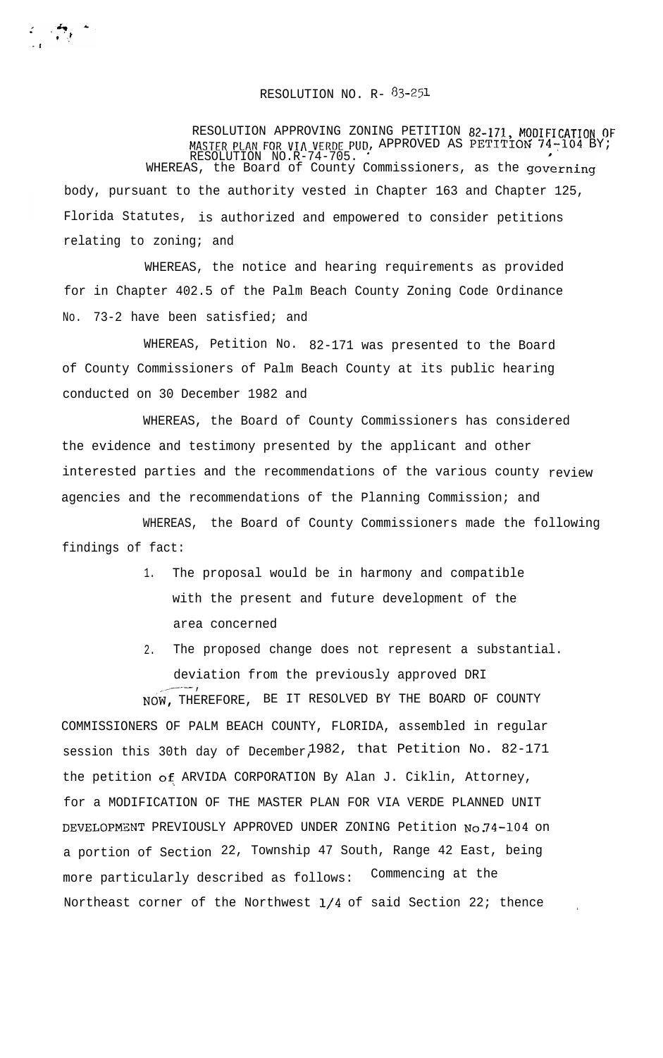RESOLUTION NO. R- 83-251

RESOLUTION APPROVING ZONING PETITION 82-171, MODIFICATION OF MASTER PLAN FOR VIA VERDE PUD, APPROVED AS PETITION 74-104 BY; RESOLUTION NO.R-74-705.

WHEREAS, the Board of County Commissioners, as the governing body, pursuant to the authority vested in Chapter 163 and Chapter 125, Florida Statutes, is authorized and empowered to consider petitions relating to zoning; and

WHEREAS, the notice and hearing requirements as provided for in Chapter 402.5 of the Palm Beach County Zoning Code Ordinance No. 73-2 have been satisfied; and

WHEREAS, Petition No. 82-171 was presented to the Board of County Commissioners of Palm Beach County at its public hearing conducted on 30 December 1982 and

WHEREAS, the Board of County Commissioners has considered the evidence and testimony presented by the applicant and other interested parties and the recommendations of the various county review agencies and the recommendations of the Planning Commission; and

WHEREAS, the Board of County Commissioners made the following findings of fact:

1. The proposal would be in harmony and compatible with the present and future development of the area concerned
2. The proposed change does not represent a substantial. deviation from the previously approved DRI

NOW, THEREFORE, BE IT RESOLVED BY THE BOARD OF COUNTY COMMISSIONERS OF PALM BEACH COUNTY, FLORIDA, assembled in regular session this 30th day of December, 1982, that Petition No. 82-171 the petition of ARVIDA CORPORATION By Alan J. Ciklin, Attorney, for a MODIFICATION OF THE MASTER PLAN FOR VIA VERDE PLANNED UNIT DEVELOPMENT PREVIOUSLY APPROVED UNDER ZONING Petition No.74-104 on a portion of Section 22, Township 47 South, Range 42 East, being more particularly described as follows: Commencing at the Northeast corner of the Northwest 1/4 of said Section 22; thence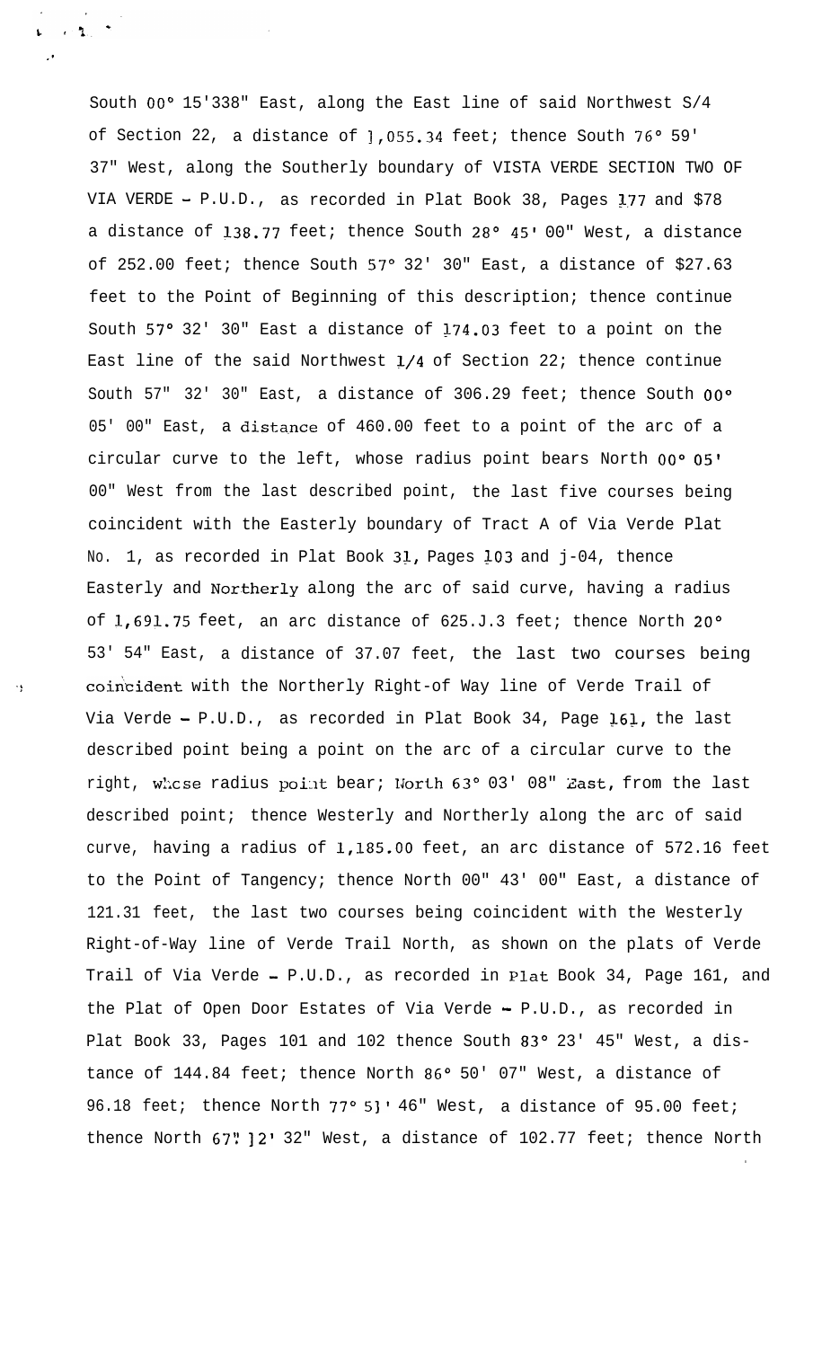South 00° 15'338" East, along the East line of said Northwest S/4 of Section 22, a distance of 1,055.34 feet; thence South 76° 59' 37" West, along the Southerly boundary of VISTA VERDE SECTION TWO OF VIA VERDE - P.U.D., as recorded in Plat Book 38, Pages 177 and $78 a distance of 138.77 feet; thence South 28° 45' 00" West, a distance of 252.00 feet; thence South 57° 32' 30" East, a distance of $27.63 feet to the Point of Beginning of this description; thence continue South 57° 32' 30" East a distance of 174.03 feet to a point on the East line of the said Northwest 1/4 of Section 22; thence continue South 57" 32' 30" East, a distance of 306.29 feet; thence South 00° 05' 00" East, a distance of 460.00 feet to a point of the arc of a circular curve to the left, whose radius point bears North 00° 05' 00" West from the last described point, the last five courses being coincident with the Easterly boundary of Tract A of Via Verde Plat No. 1, as recorded in Plat Book 31, Pages 103 and j-04, thence Easterly and Northerly along the arc of said curve, having a radius of 1,691.75 feet, an arc distance of 625.J.3 feet; thence North 20° 53' 54" East, a distance of 37.07 feet, the last two courses being coincident with the Northerly Right-of Way line of Verde Trail of Via Verde - P.U.D., as recorded in Plat Book 34, Page 161, the last described point being a point on the arc of a circular curve to the right, whose radius point bear; North 63° 03' 08" East, from the last described point; thence Westerly and Northerly along the arc of said curve, having a radius of 1,185.00 feet, an arc distance of 572.16 feet to the Point of Tangency; thence North 00" 43' 00" East, a distance of 121.31 feet, the last two courses being coincident with the Westerly Right-of-Way line of Verde Trail North, as shown on the plats of Verde Trail of Via Verde - P.U.D., as recorded in Plat Book 34, Page 161, and the Plat of Open Door Estates of Via Verde - P.U.D., as recorded in Plat Book 33, Pages 101 and 102 thence South 83° 23' 45" West, a distance of 144.84 feet; thence North 86° 50' 07" West, a distance of 96.18 feet; thence North 77° 51' 46" West, a distance of 95.00 feet; thence North 67° 12' 32" West, a distance of 102.77 feet; thence North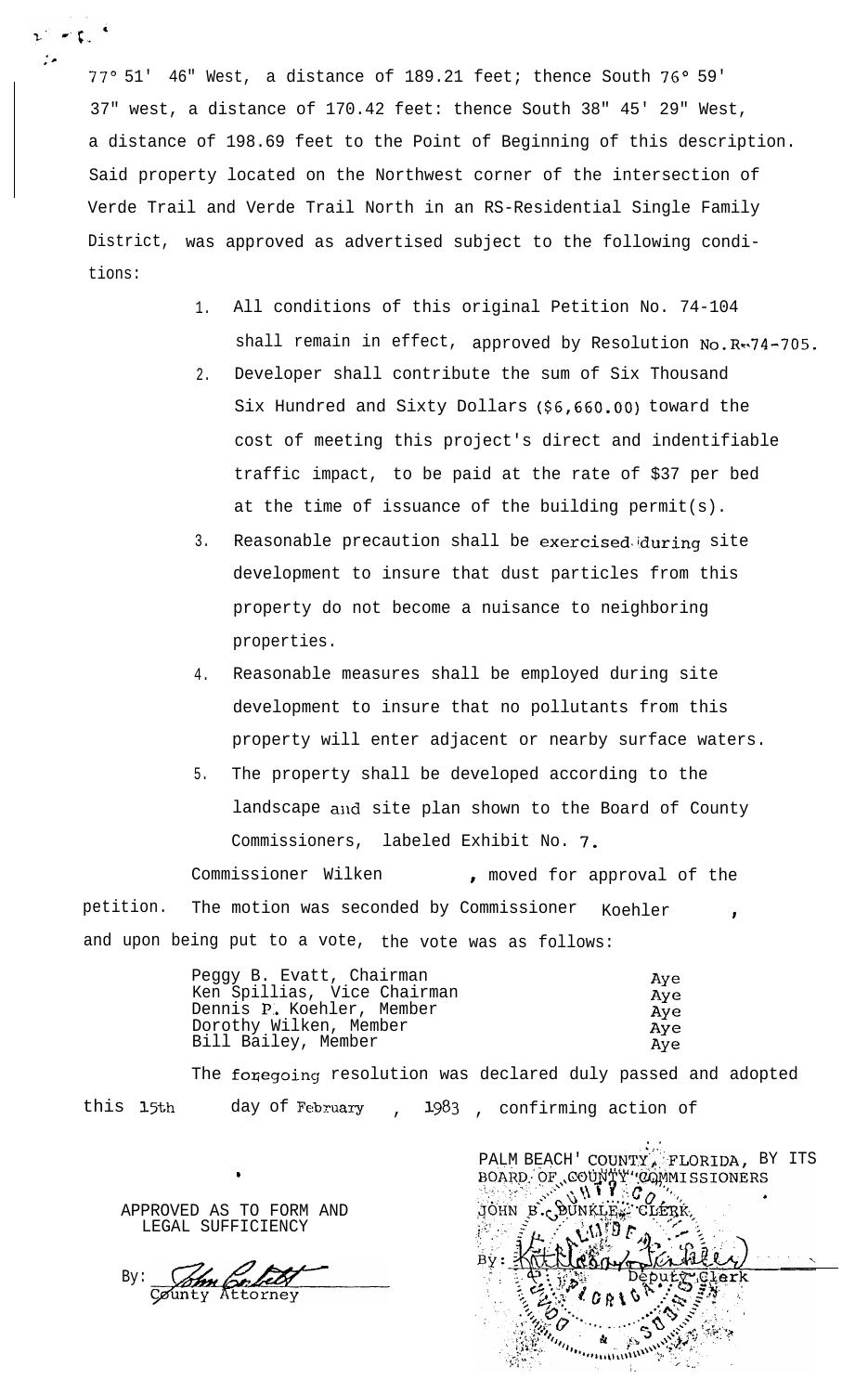77° 51' 46" West, a distance of 189.21 feet; thence South 76° 59' 37" west, a distance of 170.42 feet: thence South 38" 45' 29" West, a distance of 198.69 feet to the Point of Beginning of this description. Said property located on the Northwest corner of the intersection of Verde Trail and Verde Trail North in an RS-Residential Single Family District, was approved as advertised subject to the following conditions:

1. All conditions of this original Petition No. 74-104 shall remain in effect, approved by Resolution No. R-74-705.
2. Developer shall contribute the sum of Six Thousand Six Hundred and Sixty Dollars ($6,660.00) toward the cost of meeting this project's direct and indentifiable traffic impact, to be paid at the rate of $37 per bed at the time of issuance of the building permit(s).
3. Reasonable precaution shall be exercised during site development to insure that dust particles from this property do not become a nuisance to neighboring properties.
4. Reasonable measures shall be employed during site development to insure that no pollutants from this property will enter adjacent or nearby surface waters.
5. The property shall be developed according to the landscape and site plan shown to the Board of County Commissioners, labeled Exhibit No. 7.

Commissioner Wilken, moved for approval of the petition. The motion was seconded by Commissioner Koehler, and upon being put to a vote, the vote was as follows:

| | |
|---|---|
| Peggy B. Evatt, Chairman | Aye |
| Ken Spillias, Vice Chairman | Aye |
| Dennis P. Koehler, Member | Aye |
| Dorothy Wilken, Member | Aye |
| Bill Bailey, Member | Aye |

The foregoing resolution was declared duly passed and adopted this 15th day of February, 1983, confirming action of

APPROVED AS TO FORM AND LEGAL SUFFICIENCY

By: [signature]
County Attorney

PALM BEACH COUNTY, FLORIDA, BY ITS BOARD OF COUNTY COMMISSIONERS

JOHN B. DUNKLE, CLERK

By: [signature]
Deputy Clerk